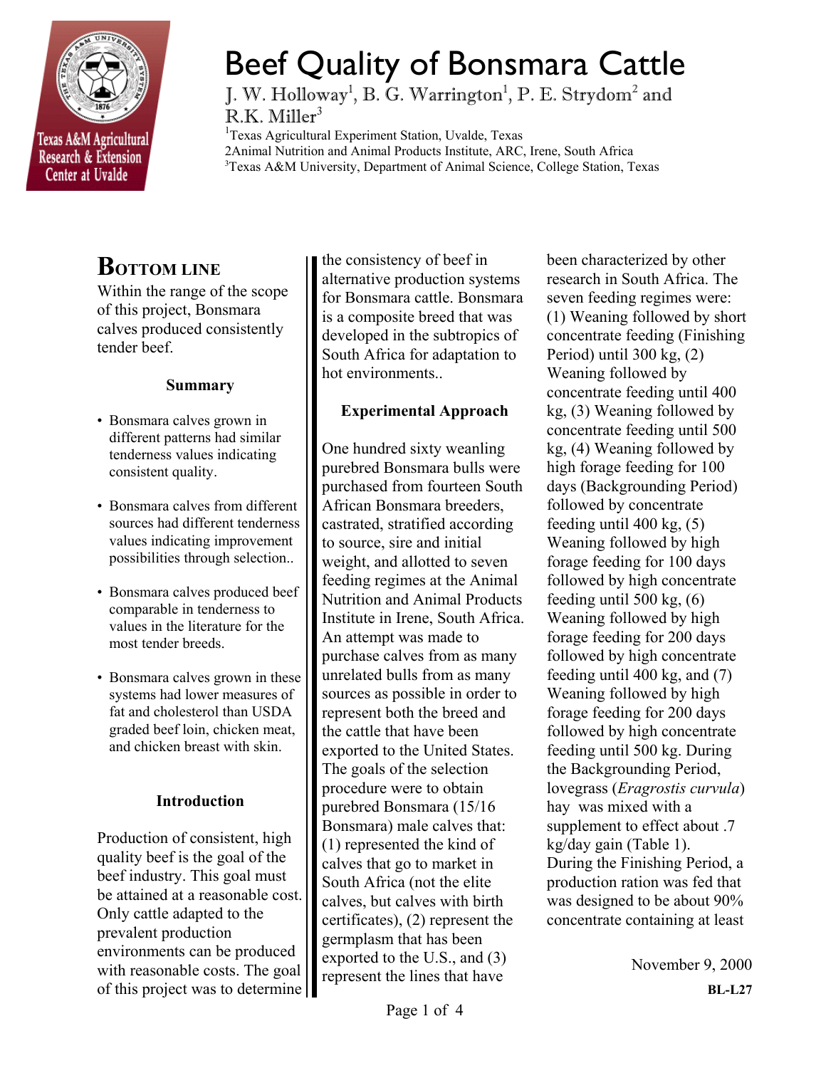# Beef Quality of Bonsmara Cattle

J. W. Holloway[1], B. G. Warrington[1], P. E. Strydom[2] and R.K. Miller[3]

[1]Texas Agricultural Experiment Station, Uvalde, Texas
2Animal Nutrition and Animal Products Institute, ARC, Irene, South Africa
[3]Texas A&M University, Department of Animal Science, College Station, Texas

## Bottom Line

Within the range of the scope of this project, Bonsmara calves produced consistently tender beef.

### Summary

- Bonsmara calves grown in different patterns had similar tenderness values indicating consistent quality.
- Bonsmara calves from different sources had different tenderness values indicating improvement possibilities through selection..
- Bonsmara calves produced beef comparable in tenderness to values in the literature for the most tender breeds.
- Bonsmara calves grown in these systems had lower measures of fat and cholesterol than USDA graded beef loin, chicken meat, and chicken breast with skin.

### Introduction

Production of consistent, high quality beef is the goal of the beef industry. This goal must be attained at a reasonable cost. Only cattle adapted to the prevalent production environments can be produced with reasonable costs. The goal of this project was to determine the consistency of beef in alternative production systems for Bonsmara cattle. Bonsmara is a composite breed that was developed in the subtropics of South Africa for adaptation to hot environments..

### Experimental Approach

One hundred sixty weanling purebred Bonsmara bulls were purchased from fourteen South African Bonsmara breeders, castrated, stratified according to source, sire and initial weight, and allotted to seven feeding regimes at the Animal Nutrition and Animal Products Institute in Irene, South Africa. An attempt was made to purchase calves from as many unrelated bulls from as many sources as possible in order to represent both the breed and the cattle that have been exported to the United States. The goals of the selection procedure were to obtain purebred Bonsmara (15/16 Bonsmara) male calves that: (1) represented the kind of calves that go to market in South Africa (not the elite calves, but calves with birth certificates), (2) represent the germplasm that has been exported to the U.S., and (3) represent the lines that have been characterized by other research in South Africa. The seven feeding regimes were: (1) Weaning followed by short concentrate feeding (Finishing Period) until 300 kg, (2) Weaning followed by concentrate feeding until 400 kg, (3) Weaning followed by concentrate feeding until 500 kg, (4) Weaning followed by high forage feeding for 100 days (Backgrounding Period) followed by concentrate feeding until 400 kg, (5) Weaning followed by high forage feeding for 100 days followed by high concentrate feeding until 500 kg, (6) Weaning followed by high forage feeding for 200 days followed by high concentrate feeding until 400 kg, and (7) Weaning followed by high forage feeding for 200 days followed by high concentrate feeding until 500 kg. During the Backgrounding Period, lovegrass (*Eragrostis curvula*) hay was mixed with a supplement to effect about .7 kg/day gain (Table 1). During the Finishing Period, a production ration was fed that was designed to be about 90% concentrate containing at least

November 9, 2000

**BL-L27**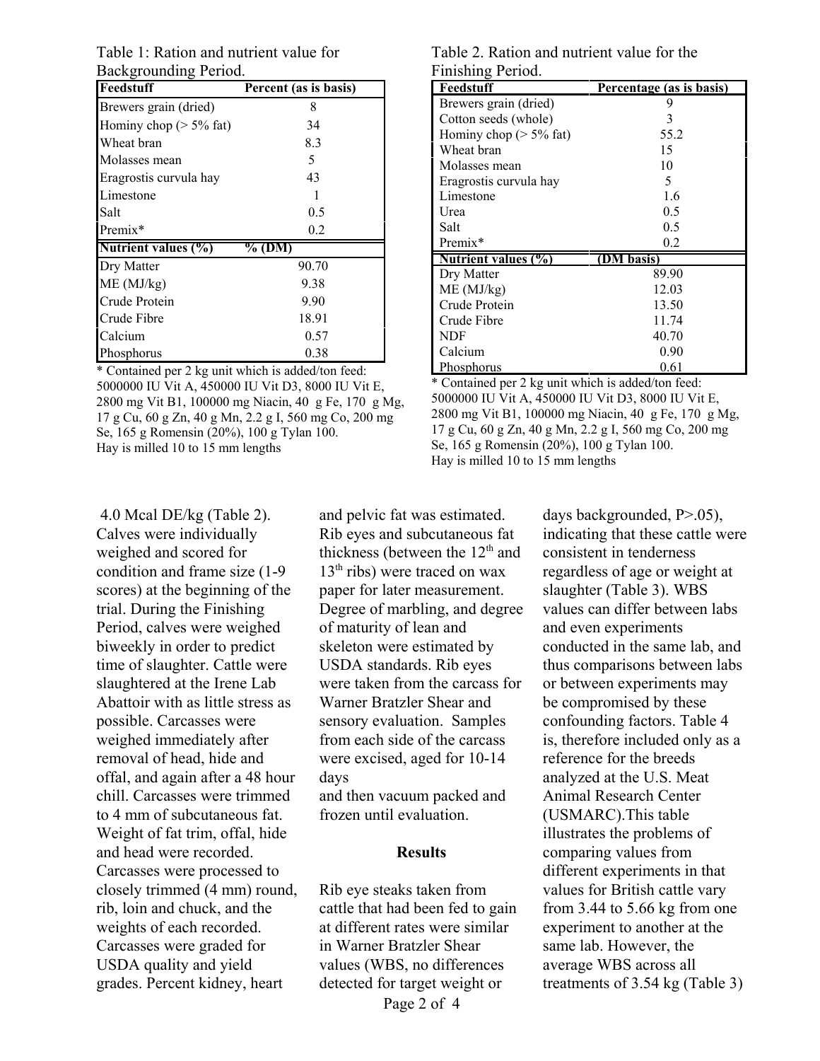Table 1: Ration and nutrient value for Backgrounding Period.

| Feedstuff | Percent (as is basis) |
|---|---|
| Brewers grain (dried) | 8 |
| Hominy chop (> 5% fat) | 34 |
| Wheat bran | 8.3 |
| Molasses mean | 5 |
| Eragrostis curvula hay | 43 |
| Limestone | 1 |
| Salt | 0.5 |
| Premix* | 0.2 |
| **Nutrient values (%)** | **% (DM)** |
| Dry Matter | 90.70 |
| ME (MJ/kg) | 9.38 |
| Crude Protein | 9.90 |
| Crude Fibre | 18.91 |
| Calcium | 0.57 |
| Phosphorus | 0.38 |

* Contained per 2 kg unit which is added/ton feed: 5000000 IU Vit A, 450000 IU Vit D3, 8000 IU Vit E, 2800 mg Vit B1, 100000 mg Niacin, 40 g Fe, 170 g Mg, 17 g Cu, 60 g Zn, 40 g Mn, 2.2 g I, 560 mg Co, 200 mg Se, 165 g Romensin (20%), 100 g Tylan 100.
Hay is milled 10 to 15 mm lengths

Table 2. Ration and nutrient value for the Finishing Period.

| Feedstuff | Percentage (as is basis) |
|---|---|
| Brewers grain (dried) | 9 |
| Cotton seeds (whole) | 3 |
| Hominy chop (> 5% fat) | 55.2 |
| Wheat bran | 15 |
| Molasses mean | 10 |
| Eragrostis curvula hay | 5 |
| Limestone | 1.6 |
| Urea | 0.5 |
| Salt | 0.5 |
| Premix* | 0.2 |
| **Nutrient values (%)** | **(DM basis)** |
| Dry Matter | 89.90 |
| ME (MJ/kg) | 12.03 |
| Crude Protein | 13.50 |
| Crude Fibre | 11.74 |
| NDF | 40.70 |
| Calcium | 0.90 |
| Phosphorus | 0.61 |

* Contained per 2 kg unit which is added/ton feed: 5000000 IU Vit A, 450000 IU Vit D3, 8000 IU Vit E, 2800 mg Vit B1, 100000 mg Niacin, 40 g Fe, 170 g Mg, 17 g Cu, 60 g Zn, 40 g Mn, 2.2 g I, 560 mg Co, 200 mg Se, 165 g Romensin (20%), 100 g Tylan 100.
Hay is milled 10 to 15 mm lengths

4.0 Mcal DE/kg (Table 2). Calves were individually weighed and scored for condition and frame size (1-9 scores) at the beginning of the trial. During the Finishing Period, calves were weighed biweekly in order to predict time of slaughter. Cattle were slaughtered at the Irene Lab Abattoir with as little stress as possible. Carcasses were weighed immediately after removal of head, hide and offal, and again after a 48 hour chill. Carcasses were trimmed to 4 mm of subcutaneous fat. Weight of fat trim, offal, hide and head were recorded. Carcasses were processed to closely trimmed (4 mm) round, rib, loin and chuck, and the weights of each recorded. Carcasses were graded for USDA quality and yield grades. Percent kidney, heart and pelvic fat was estimated. Rib eyes and subcutaneous fat thickness (between the 12th and 13th ribs) were traced on wax paper for later measurement. Degree of marbling, and degree of maturity of lean and skeleton were estimated by USDA standards. Rib eyes were taken from the carcass for Warner Bratzler Shear and sensory evaluation. Samples from each side of the carcass were excised, aged for 10-14 days
and then vacuum packed and frozen until evaluation.

## Results

Rib eye steaks taken from cattle that had been fed to gain at different rates were similar in Warner Bratzler Shear values (WBS, no differences detected for target weight or days backgrounded, P>.05), indicating that these cattle were consistent in tenderness regardless of age or weight at slaughter (Table 3). WBS values can differ between labs and even experiments conducted in the same lab, and thus comparisons between labs or between experiments may be compromised by these confounding factors. Table 4 is, therefore included only as a reference for the breeds analyzed at the U.S. Meat Animal Research Center (USMARC).This table illustrates the problems of comparing values from different experiments in that values for British cattle vary from 3.44 to 5.66 kg from one experiment to another at the same lab. However, the average WBS across all treatments of 3.54 kg (Table 3)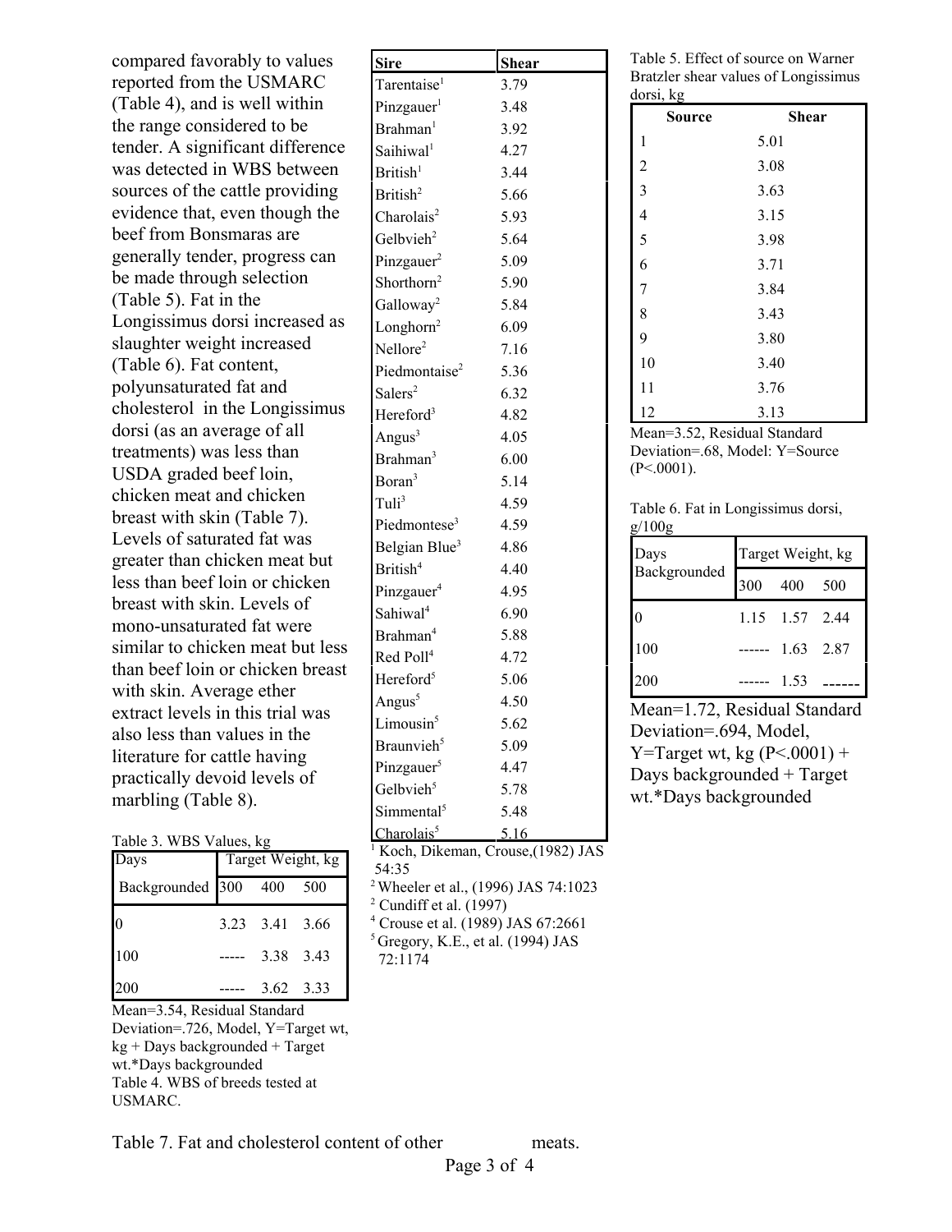compared favorably to values reported from the USMARC (Table 4), and is well within the range considered to be tender. A significant difference was detected in WBS between sources of the cattle providing evidence that, even though the beef from Bonsmaras are generally tender, progress can be made through selection (Table 5). Fat in the Longissimus dorsi increased as slaughter weight increased (Table 6). Fat content, polyunsaturated fat and cholesterol in the Longissimus dorsi (as an average of all treatments) was less than USDA graded beef loin, chicken meat and chicken breast with skin (Table 7). Levels of saturated fat was greater than chicken meat but less than beef loin or chicken breast with skin. Levels of mono-unsaturated fat were similar to chicken meat but less than beef loin or chicken breast with skin. Average ether extract levels in this trial was also less than values in the literature for cattle having practically devoid levels of marbling (Table 8).

Table 3. WBS Values, kg

| Days | Target Weight, kg | | |
|---|---|---|---|
| Backgrounded | 300 | 400 | 500 |
| 0 | 3.23 | 3.41 | 3.66 |
| 100 | ----- | 3.38 | 3.43 |
| 200 | ----- | 3.62 | 3.33 |

Mean=3.54, Residual Standard Deviation=.726, Model, Y=Target wt, kg + Days backgrounded + Target wt.*Days backgrounded

Table 4. WBS of breeds tested at USMARC.

| Sire | Shear |
|---|---|
| Tarentaise[1] | 3.79 |
| Pinzgauer[1] | 3.48 |
| Brahman[1] | 3.92 |
| Saihiwal[1] | 4.27 |
| British[1] | 3.44 |
| British[2] | 5.66 |
| Charolais[2] | 5.93 |
| Gelbvieh[2] | 5.64 |
| Pinzgauer[2] | 5.09 |
| Shorthorn[2] | 5.90 |
| Galloway[2] | 5.84 |
| Longhorn[2] | 6.09 |
| Nellore[2] | 7.16 |
| Piedmontaise[2] | 5.36 |
| Salers[2] | 6.32 |
| Hereford[3] | 4.82 |
| Angus[3] | 4.05 |
| Brahman[3] | 6.00 |
| Boran[3] | 5.14 |
| Tuli[3] | 4.59 |
| Piedmontese[3] | 4.59 |
| Belgian Blue[3] | 4.86 |
| British[4] | 4.40 |
| Pinzgauer[4] | 4.95 |
| Sahiwal[4] | 6.90 |
| Brahman[4] | 5.88 |
| Red Poll[4] | 4.72 |
| Hereford[5] | 5.06 |
| Angus[5] | 4.50 |
| Limousin[5] | 5.62 |
| Braunvieh[5] | 5.09 |
| Pinzgauer[5] | 4.47 |
| Gelbvieh[5] | 5.78 |
| Simmental[5] | 5.48 |
| Charolais[5] | 5.16 |

[1] Koch, Dikeman, Crouse,(1982) JAS 54:35
[2] Wheeler et al., (1996) JAS 74:1023
[2] Cundiff et al. (1997)
[4] Crouse et al. (1989) JAS 67:2661
[5] Gregory, K.E., et al. (1994) JAS 72:1174

Table 5. Effect of source on Warner Bratzler shear values of Longissimus dorsi, kg

| Source | Shear |
|---|---|
| 1 | 5.01 |
| 2 | 3.08 |
| 3 | 3.63 |
| 4 | 3.15 |
| 5 | 3.98 |
| 6 | 3.71 |
| 7 | 3.84 |
| 8 | 3.43 |
| 9 | 3.80 |
| 10 | 3.40 |
| 11 | 3.76 |
| 12 | 3.13 |

Mean=3.52, Residual Standard Deviation=.68, Model: Y=Source (P<.0001).

Table 6. Fat in Longissimus dorsi, g/100g

| Days Backgrounded | Target Weight, kg | | |
|---|---|---|---|
| | 300 | 400 | 500 |
| 0 | 1.15 | 1.57 | 2.44 |
| 100 | ------ | 1.63 | 2.87 |
| 200 | ------ | 1.53 | ------ |

Mean=1.72, Residual Standard Deviation=.694, Model, Y=Target wt, kg (P<.0001) + Days backgrounded + Target wt.*Days backgrounded

Table 7. Fat and cholesterol content of other meats.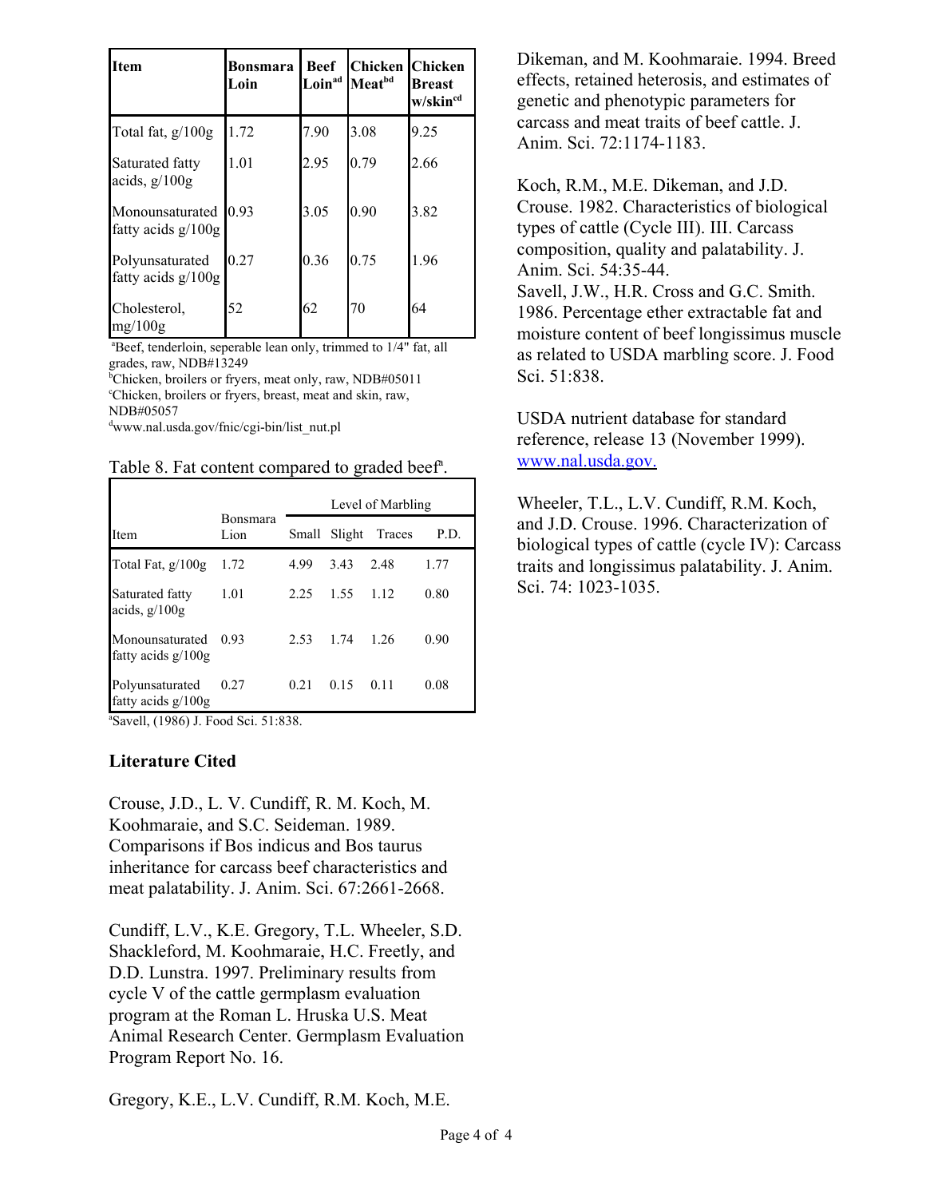| Item | Bonsmara Loin | Beef Loin[ad] | Chicken Meat[bd] | Chicken Breast w/skin[cd] |
|---|---|---|---|---|
| Total fat, g/100g | 1.72 | 7.90 | 3.08 | 9.25 |
| Saturated fatty acids, g/100g | 1.01 | 2.95 | 0.79 | 2.66 |
| Monounsaturated fatty acids g/100g | 0.93 | 3.05 | 0.90 | 3.82 |
| Polyunsaturated fatty acids g/100g | 0.27 | 0.36 | 0.75 | 1.96 |
| Cholesterol, mg/100g | 52 | 62 | 70 | 64 |

[a]Beef, tenderloin, seperable lean only, trimmed to 1/4" fat, all grades, raw, NDB#13249
[b]Chicken, broilers or fryers, meat only, raw, NDB#05011
[c]Chicken, broilers or fryers, breast, meat and skin, raw, NDB#05057
[d]www.nal.usda.gov/fnic/cgi-bin/list_nut.pl

Table 8. Fat content compared to graded beef[a].

| | | Level of Marbling | | | |
|---|---|---|---|---|---|
| Item | Bonsmara Lion | Small | Slight | Traces | P.D. |
| Total Fat, g/100g | 1.72 | 4.99 | 3.43 | 2.48 | 1.77 |
| Saturated fatty acids, g/100g | 1.01 | 2.25 | 1.55 | 1.12 | 0.80 |
| Monounsaturated fatty acids g/100g | 0.93 | 2.53 | 1.74 | 1.26 | 0.90 |
| Polyunsaturated fatty acids g/100g | 0.27 | 0.21 | 0.15 | 0.11 | 0.08 |

[a]Savell, (1986) J. Food Sci. 51:838.

## Literature Cited

Crouse, J.D., L. V. Cundiff, R. M. Koch, M. Koohmaraie, and S.C. Seideman. 1989. Comparisons if Bos indicus and Bos taurus inheritance for carcass beef characteristics and meat palatability. J. Anim. Sci. 67:2661-2668.

Cundiff, L.V., K.E. Gregory, T.L. Wheeler, S.D. Shackleford, M. Koohmaraie, H.C. Freetly, and D.D. Lunstra. 1997. Preliminary results from cycle V of the cattle germplasm evaluation program at the Roman L. Hruska U.S. Meat Animal Research Center. Germplasm Evaluation Program Report No. 16.

Gregory, K.E., L.V. Cundiff, R.M. Koch, M.E. Dikeman, and M. Koohmaraie. 1994. Breed effects, retained heterosis, and estimates of genetic and phenotypic parameters for carcass and meat traits of beef cattle. J. Anim. Sci. 72:1174-1183.

Koch, R.M., M.E. Dikeman, and J.D. Crouse. 1982. Characteristics of biological types of cattle (Cycle III). III. Carcass composition, quality and palatability. J. Anim. Sci. 54:35-44.

Savell, J.W., H.R. Cross and G.C. Smith. 1986. Percentage ether extractable fat and moisture content of beef longissimus muscle as related to USDA marbling score. J. Food Sci. 51:838.

USDA nutrient database for standard reference, release 13 (November 1999). www.nal.usda.gov.

Wheeler, T.L., L.V. Cundiff, R.M. Koch, and J.D. Crouse. 1996. Characterization of biological types of cattle (cycle IV): Carcass traits and longissimus palatability. J. Anim. Sci. 74: 1023-1035.